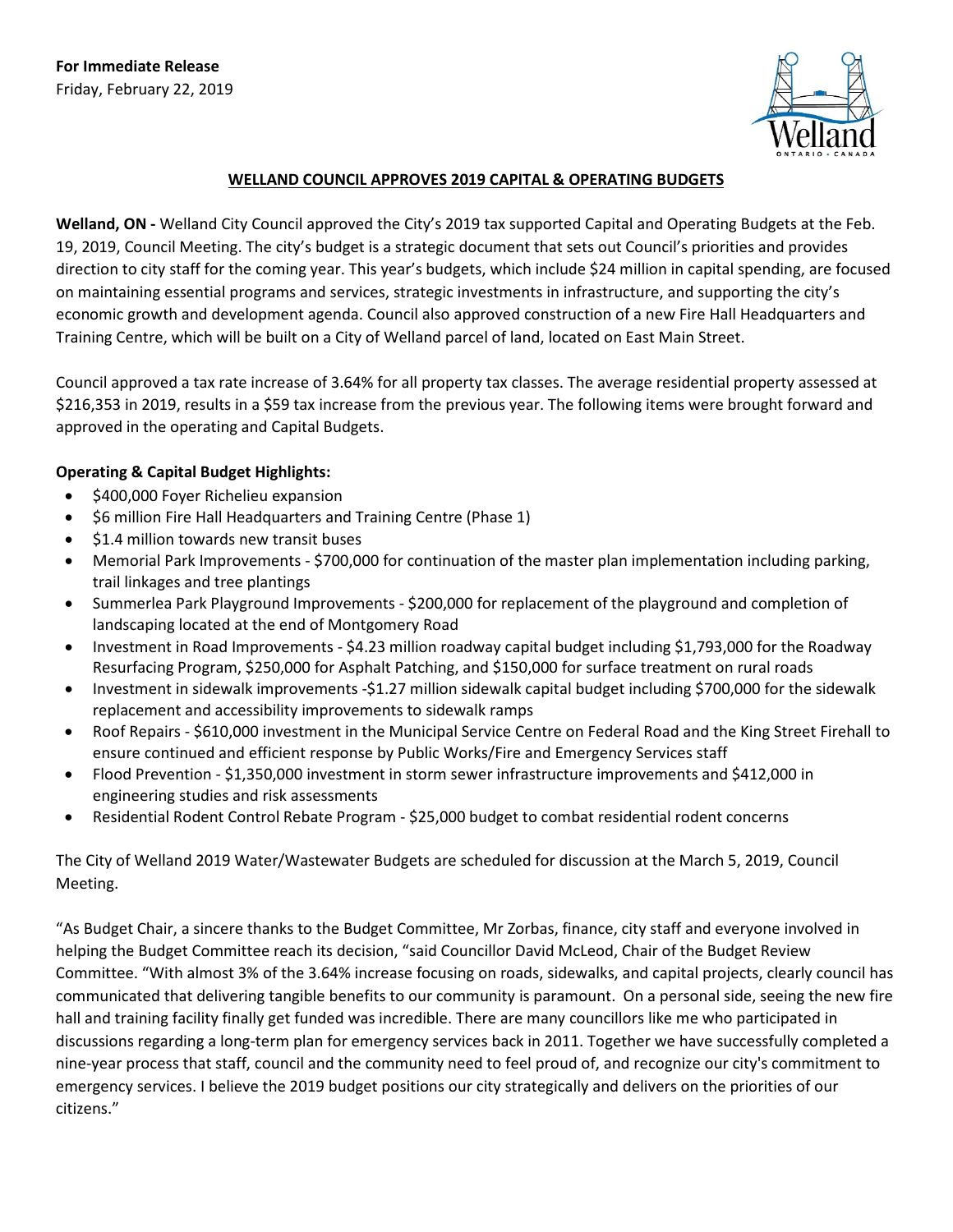**For Immediate Release**
Friday, February 22, 2019

## WELLAND COUNCIL APPROVES 2019 CAPITAL & OPERATING BUDGETS

**Welland, ON -** Welland City Council approved the City's 2019 tax supported Capital and Operating Budgets at the Feb. 19, 2019, Council Meeting. The city's budget is a strategic document that sets out Council's priorities and provides direction to city staff for the coming year. This year's budgets, which include $24 million in capital spending, are focused on maintaining essential programs and services, strategic investments in infrastructure, and supporting the city's economic growth and development agenda. Council also approved construction of a new Fire Hall Headquarters and Training Centre, which will be built on a City of Welland parcel of land, located on East Main Street.

Council approved a tax rate increase of 3.64% for all property tax classes. The average residential property assessed at $216,353 in 2019, results in a $59 tax increase from the previous year. The following items were brought forward and approved in the operating and Capital Budgets.

**Operating & Capital Budget Highlights:**

- $400,000 Foyer Richelieu expansion
- $6 million Fire Hall Headquarters and Training Centre (Phase 1)
- $1.4 million towards new transit buses
- Memorial Park Improvements - $700,000 for continuation of the master plan implementation including parking, trail linkages and tree plantings
- Summerlea Park Playground Improvements - $200,000 for replacement of the playground and completion of landscaping located at the end of Montgomery Road
- Investment in Road Improvements - $4.23 million roadway capital budget including $1,793,000 for the Roadway Resurfacing Program, $250,000 for Asphalt Patching, and $150,000 for surface treatment on rural roads
- Investment in sidewalk improvements -$1.27 million sidewalk capital budget including $700,000 for the sidewalk replacement and accessibility improvements to sidewalk ramps
- Roof Repairs - $610,000 investment in the Municipal Service Centre on Federal Road and the King Street Firehall to ensure continued and efficient response by Public Works/Fire and Emergency Services staff
- Flood Prevention - $1,350,000 investment in storm sewer infrastructure improvements and $412,000 in engineering studies and risk assessments
- Residential Rodent Control Rebate Program - $25,000 budget to combat residential rodent concerns

The City of Welland 2019 Water/Wastewater Budgets are scheduled for discussion at the March 5, 2019, Council Meeting.

"As Budget Chair, a sincere thanks to the Budget Committee, Mr Zorbas, finance, city staff and everyone involved in helping the Budget Committee reach its decision, "said Councillor David McLeod, Chair of the Budget Review Committee. "With almost 3% of the 3.64% increase focusing on roads, sidewalks, and capital projects, clearly council has communicated that delivering tangible benefits to our community is paramount. On a personal side, seeing the new fire hall and training facility finally get funded was incredible. There are many councillors like me who participated in discussions regarding a long-term plan for emergency services back in 2011. Together we have successfully completed a nine-year process that staff, council and the community need to feel proud of, and recognize our city's commitment to emergency services. I believe the 2019 budget positions our city strategically and delivers on the priorities of our citizens."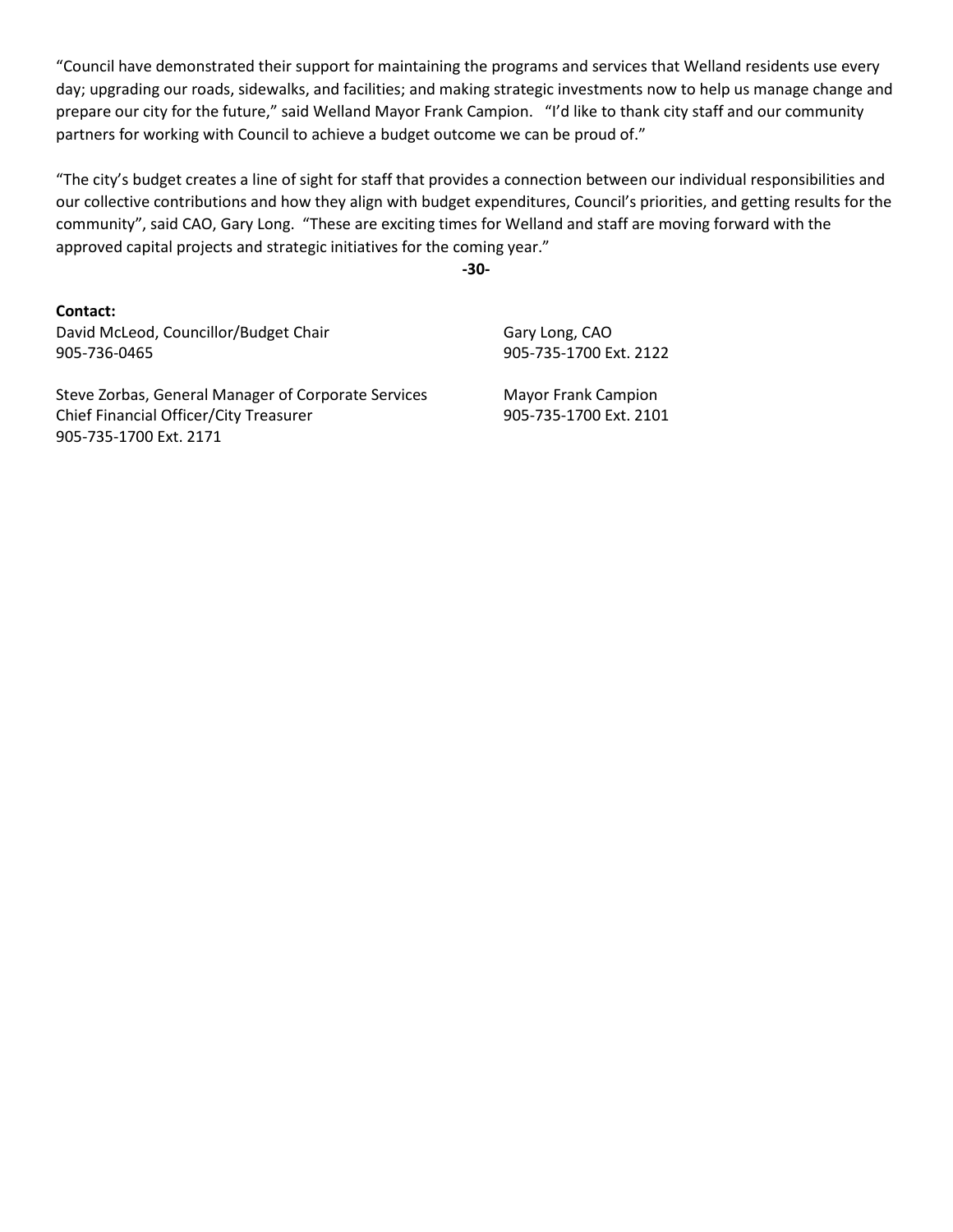"Council have demonstrated their support for maintaining the programs and services that Welland residents use every day; upgrading our roads, sidewalks, and facilities; and making strategic investments now to help us manage change and prepare our city for the future," said Welland Mayor Frank Campion. "I'd like to thank city staff and our community partners for working with Council to achieve a budget outcome we can be proud of."

"The city's budget creates a line of sight for staff that provides a connection between our individual responsibilities and our collective contributions and how they align with budget expenditures, Council's priorities, and getting results for the community", said CAO, Gary Long. "These are exciting times for Welland and staff are moving forward with the approved capital projects and strategic initiatives for the coming year."

**-30-**

**Contact:**

David McLeod, Councillor/Budget Chair
905-736-0465

Gary Long, CAO
905-735-1700 Ext. 2122

Steve Zorbas, General Manager of Corporate Services
Chief Financial Officer/City Treasurer
905-735-1700 Ext. 2171

Mayor Frank Campion
905-735-1700 Ext. 2101